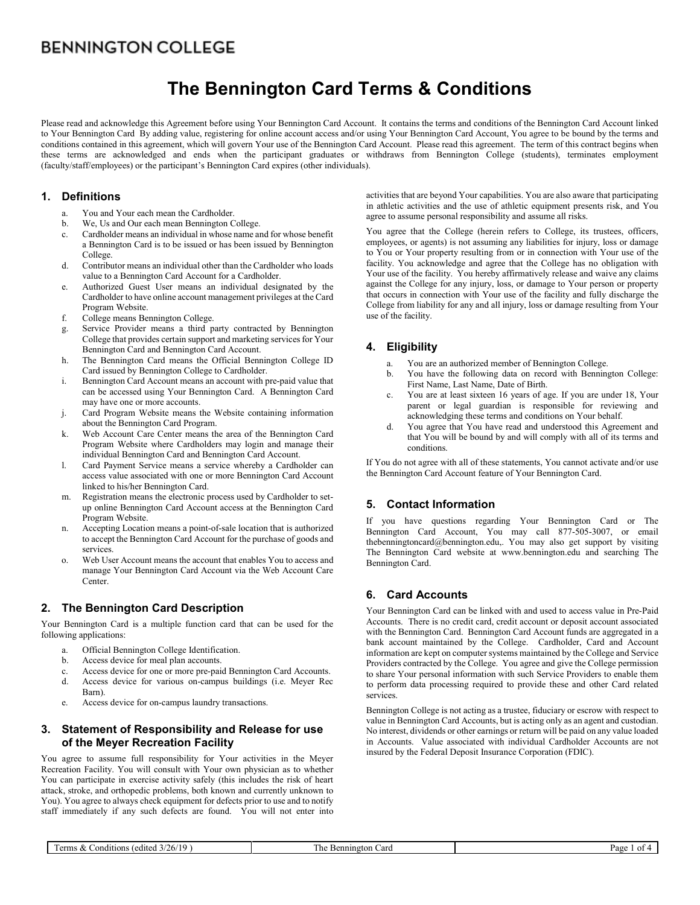BENNINGTON COLLEGE

# The Bennington Card Terms & Conditions

Please read and acknowledge this Agreement before using Your Bennington Card Account. It contains the terms and conditions of the Bennington Card Account linked to Your Bennington Card By adding value, registering for online account access and/or using Your Bennington Card Account, You agree to be bound by the terms and conditions contained in this agreement, which will govern Your use of the Bennington Card Account. Please read this agreement. The term of this contract begins when these terms are acknowledged and ends when the participant graduates or withdraws from Bennington College (students), terminates employment (faculty/staff/employees) or the participant's Bennington Card expires (other individuals).

## 1. Definitions

a. You and Your each mean the Cardholder.
b. We, Us and Our each mean Bennington College.
c. Cardholder means an individual in whose name and for whose benefit a Bennington Card is to be issued or has been issued by Bennington College.
d. Contributor means an individual other than the Cardholder who loads value to a Bennington Card Account for a Cardholder.
e. Authorized Guest User means an individual designated by the Cardholder to have online account management privileges at the Card Program Website.
f. College means Bennington College.
g. Service Provider means a third party contracted by Bennington College that provides certain support and marketing services for Your Bennington Card and Bennington Card Account.
h. The Bennington Card means the Official Bennington College ID Card issued by Bennington College to Cardholder.
i. Bennington Card Account means an account with pre-paid value that can be accessed using Your Bennington Card. A Bennington Card may have one or more accounts.
j. Card Program Website means the Website containing information about the Bennington Card Program.
k. Web Account Care Center means the area of the Bennington Card Program Website where Cardholders may login and manage their individual Bennington Card and Bennington Card Account.
l. Card Payment Service means a service whereby a Cardholder can access value associated with one or more Bennington Card Account linked to his/her Bennington Card.
m. Registration means the electronic process used by Cardholder to set-up online Bennington Card Account access at the Bennington Card Program Website.
n. Accepting Location means a point-of-sale location that is authorized to accept the Bennington Card Account for the purchase of goods and services.
o. Web User Account means the account that enables You to access and manage Your Bennington Card Account via the Web Account Care Center.

## 2. The Bennington Card Description

Your Bennington Card is a multiple function card that can be used for the following applications:

a. Official Bennington College Identification.
b. Access device for meal plan accounts.
c. Access device for one or more pre-paid Bennington Card Accounts.
d. Access device for various on-campus buildings (i.e. Meyer Rec Barn).
e. Access device for on-campus laundry transactions.

## 3. Statement of Responsibility and Release for use of the Meyer Recreation Facility

You agree to assume full responsibility for Your activities in the Meyer Recreation Facility. You will consult with Your own physician as to whether You can participate in exercise activity safely (this includes the risk of heart attack, stroke, and orthopedic problems, both known and currently unknown to You). You agree to always check equipment for defects prior to use and to notify staff immediately if any such defects are found. You will not enter into activities that are beyond Your capabilities. You are also aware that participating in athletic activities and the use of athletic equipment presents risk, and You agree to assume personal responsibility and assume all risks.

You agree that the College (herein refers to College, its trustees, officers, employees, or agents) is not assuming any liabilities for injury, loss or damage to You or Your property resulting from or in connection with Your use of the facility. You acknowledge and agree that the College has no obligation with Your use of the facility. You hereby affirmatively release and waive any claims against the College for any injury, loss, or damage to Your person or property that occurs in connection with Your use of the facility and fully discharge the College from liability for any and all injury, loss or damage resulting from Your use of the facility.

## 4. Eligibility

a. You are an authorized member of Bennington College.
b. You have the following data on record with Bennington College: First Name, Last Name, Date of Birth.
c. You are at least sixteen 16 years of age. If you are under 18, Your parent or legal guardian is responsible for reviewing and acknowledging these terms and conditions on Your behalf.
d. You agree that You have read and understood this Agreement and that You will be bound by and will comply with all of its terms and conditions.

If You do not agree with all of these statements, You cannot activate and/or use the Bennington Card Account feature of Your Bennington Card.

## 5. Contact Information

If you have questions regarding Your Bennington Card or The Bennington Card Account, You may call 877-505-3007, or email thebenningtoncard@bennington.edu,. You may also get support by visiting The Bennington Card website at www.bennington.edu and searching The Bennington Card.

## 6. Card Accounts

Your Bennington Card can be linked with and used to access value in Pre-Paid Accounts. There is no credit card, credit account or deposit account associated with the Bennington Card. Bennington Card Account funds are aggregated in a bank account maintained by the College. Cardholder, Card and Account information are kept on computer systems maintained by the College and Service Providers contracted by the College. You agree and give the College permission to share Your personal information with such Service Providers to enable them to perform data processing required to provide these and other Card related services.

Bennington College is not acting as a trustee, fiduciary or escrow with respect to value in Bennington Card Accounts, but is acting only as an agent and custodian. No interest, dividends or other earnings or return will be paid on any value loaded in Accounts. Value associated with individual Cardholder Accounts are not insured by the Federal Deposit Insurance Corporation (FDIC).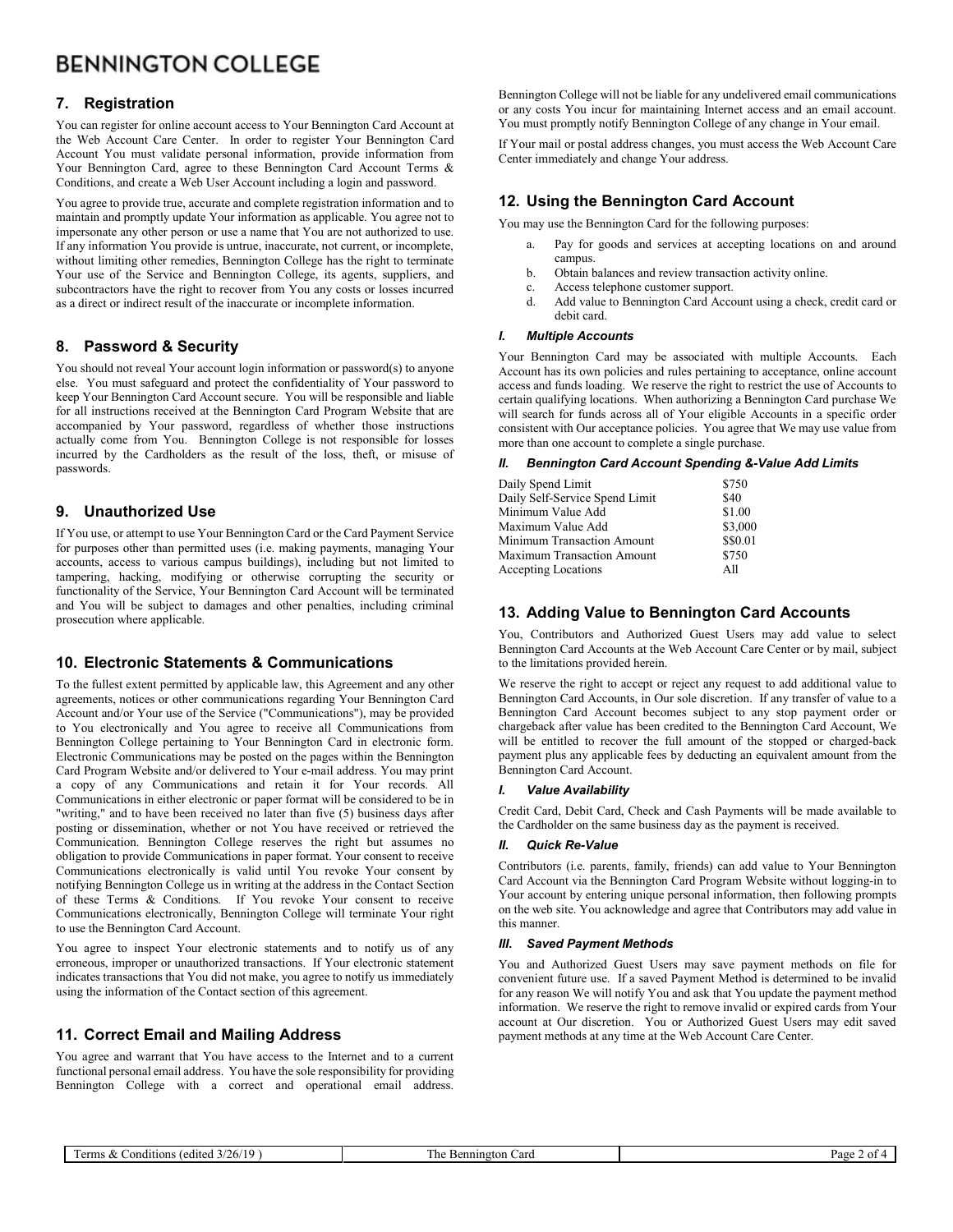## 7. Registration

You can register for online account access to Your Bennington Card Account at the Web Account Care Center. In order to register Your Bennington Card Account You must validate personal information, provide information from Your Bennington Card, agree to these Bennington Card Account Terms & Conditions, and create a Web User Account including a login and password.

You agree to provide true, accurate and complete registration information and to maintain and promptly update Your information as applicable. You agree not to impersonate any other person or use a name that You are not authorized to use. If any information You provide is untrue, inaccurate, not current, or incomplete, without limiting other remedies, Bennington College has the right to terminate Your use of the Service and Bennington College, its agents, suppliers, and subcontractors have the right to recover from You any costs or losses incurred as a direct or indirect result of the inaccurate or incomplete information.

## 8. Password & Security

You should not reveal Your account login information or password(s) to anyone else. You must safeguard and protect the confidentiality of Your password to keep Your Bennington Card Account secure. You will be responsible and liable for all instructions received at the Bennington Card Program Website that are accompanied by Your password, regardless of whether those instructions actually come from You. Bennington College is not responsible for losses incurred by the Cardholders as the result of the loss, theft, or misuse of passwords.

## 9. Unauthorized Use

If You use, or attempt to use Your Bennington Card or the Card Payment Service for purposes other than permitted uses (i.e. making payments, managing Your accounts, access to various campus buildings), including but not limited to tampering, hacking, modifying or otherwise corrupting the security or functionality of the Service, Your Bennington Card Account will be terminated and You will be subject to damages and other penalties, including criminal prosecution where applicable.

## 10. Electronic Statements & Communications

To the fullest extent permitted by applicable law, this Agreement and any other agreements, notices or other communications regarding Your Bennington Card Account and/or Your use of the Service ("Communications"), may be provided to You electronically and You agree to receive all Communications from Bennington College pertaining to Your Bennington Card in electronic form. Electronic Communications may be posted on the pages within the Bennington Card Program Website and/or delivered to Your e-mail address. You may print a copy of any Communications and retain it for Your records. All Communications in either electronic or paper format will be considered to be in "writing," and to have been received no later than five (5) business days after posting or dissemination, whether or not You have received or retrieved the Communication. Bennington College reserves the right but assumes no obligation to provide Communications in paper format. Your consent to receive Communications electronically is valid until You revoke Your consent by notifying Bennington College us in writing at the address in the Contact Section of these Terms & Conditions. If You revoke Your consent to receive Communications electronically, Bennington College will terminate Your right to use the Bennington Card Account.

You agree to inspect Your electronic statements and to notify us of any erroneous, improper or unauthorized transactions. If Your electronic statement indicates transactions that You did not make, you agree to notify us immediately using the information of the Contact section of this agreement.

## 11. Correct Email and Mailing Address

You agree and warrant that You have access to the Internet and to a current functional personal email address. You have the sole responsibility for providing Bennington College with a correct and operational email address. Bennington College will not be liable for any undelivered email communications or any costs You incur for maintaining Internet access and an email account. You must promptly notify Bennington College of any change in Your email.

If Your mail or postal address changes, you must access the Web Account Care Center immediately and change Your address.

## 12. Using the Bennington Card Account

You may use the Bennington Card for the following purposes:

a. Pay for goods and services at accepting locations on and around campus.
b. Obtain balances and review transaction activity online.
c. Access telephone customer support.
d. Add value to Bennington Card Account using a check, credit card or debit card.

### *I. Multiple Accounts*

Your Bennington Card may be associated with multiple Accounts. Each Account has its own policies and rules pertaining to acceptance, online account access and funds loading. We reserve the right to restrict the use of Accounts to certain qualifying locations. When authorizing a Bennington Card purchase We will search for funds across all of Your eligible Accounts in a specific order consistent with Our acceptance policies. You agree that We may use value from more than one account to complete a single purchase.

### *II. Bennington Card Account Spending &-Value Add Limits*

| | |
|---|---|
| Daily Spend Limit | $750 |
| Daily Self-Service Spend Limit | $40 |
| Minimum Value Add | $1.00 |
| Maximum Value Add | $3,000 |
| Minimum Transaction Amount | $$0.01 |
| Maximum Transaction Amount | $750 |
| Accepting Locations | All |

## 13. Adding Value to Bennington Card Accounts

You, Contributors and Authorized Guest Users may add value to select Bennington Card Accounts at the Web Account Care Center or by mail, subject to the limitations provided herein.

We reserve the right to accept or reject any request to add additional value to Bennington Card Accounts, in Our sole discretion. If any transfer of value to a Bennington Card Account becomes subject to any stop payment order or chargeback after value has been credited to the Bennington Card Account, We will be entitled to recover the full amount of the stopped or charged-back payment plus any applicable fees by deducting an equivalent amount from the Bennington Card Account.

### *I. Value Availability*

Credit Card, Debit Card, Check and Cash Payments will be made available to the Cardholder on the same business day as the payment is received.

### *II. Quick Re-Value*

Contributors (i.e. parents, family, friends) can add value to Your Bennington Card Account via the Bennington Card Program Website without logging-in to Your account by entering unique personal information, then following prompts on the web site. You acknowledge and agree that Contributors may add value in this manner.

### *III. Saved Payment Methods*

You and Authorized Guest Users may save payment methods on file for convenient future use. If a saved Payment Method is determined to be invalid for any reason We will notify You and ask that You update the payment method information. We reserve the right to remove invalid or expired cards from Your account at Our discretion. You or Authorized Guest Users may edit saved payment methods at any time at the Web Account Care Center.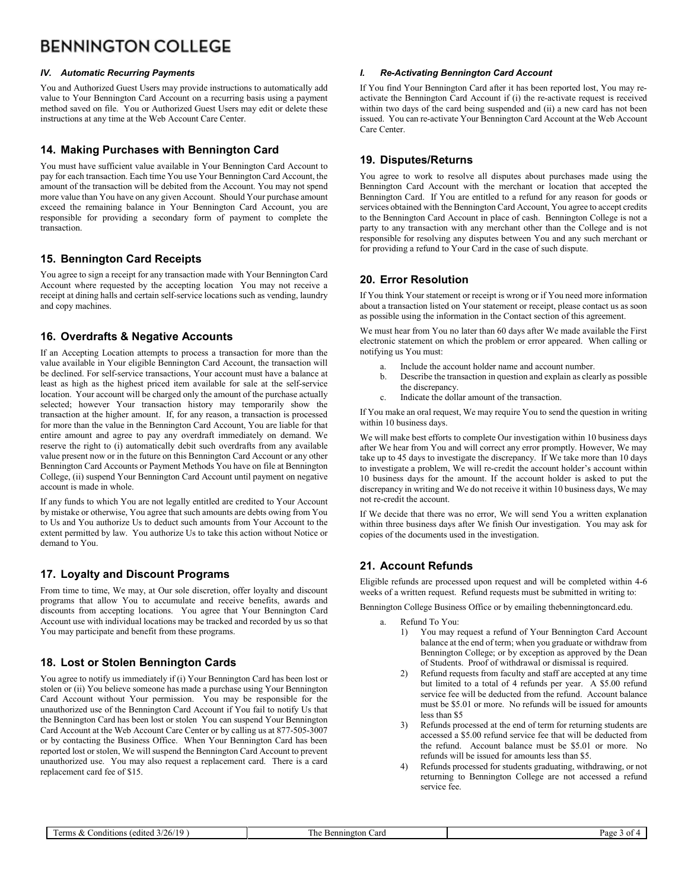### *IV. Automatic Recurring Payments*

You and Authorized Guest Users may provide instructions to automatically add value to Your Bennington Card Account on a recurring basis using a payment method saved on file. You or Authorized Guest Users may edit or delete these instructions at any time at the Web Account Care Center.

## 14. Making Purchases with Bennington Card

You must have sufficient value available in Your Bennington Card Account to pay for each transaction. Each time You use Your Bennington Card Account, the amount of the transaction will be debited from the Account. You may not spend more value than You have on any given Account. Should Your purchase amount exceed the remaining balance in Your Bennington Card Account, you are responsible for providing a secondary form of payment to complete the transaction.

## 15. Bennington Card Receipts

You agree to sign a receipt for any transaction made with Your Bennington Card Account where requested by the accepting location You may not receive a receipt at dining halls and certain self-service locations such as vending, laundry and copy machines.

## 16. Overdrafts & Negative Accounts

If an Accepting Location attempts to process a transaction for more than the value available in Your eligible Bennington Card Account, the transaction will be declined. For self-service transactions, Your account must have a balance at least as high as the highest priced item available for sale at the self-service location. Your account will be charged only the amount of the purchase actually selected; however Your transaction history may temporarily show the transaction at the higher amount. If, for any reason, a transaction is processed for more than the value in the Bennington Card Account, You are liable for that entire amount and agree to pay any overdraft immediately on demand. We reserve the right to (i) automatically debit such overdrafts from any available value present now or in the future on this Bennington Card Account or any other Bennington Card Accounts or Payment Methods You have on file at Bennington College, (ii) suspend Your Bennington Card Account until payment on negative account is made in whole.

If any funds to which You are not legally entitled are credited to Your Account by mistake or otherwise, You agree that such amounts are debts owing from You to Us and You authorize Us to deduct such amounts from Your Account to the extent permitted by law. You authorize Us to take this action without Notice or demand to You.

## 17. Loyalty and Discount Programs

From time to time, We may, at Our sole discretion, offer loyalty and discount programs that allow You to accumulate and receive benefits, awards and discounts from accepting locations. You agree that Your Bennington Card Account use with individual locations may be tracked and recorded by us so that You may participate and benefit from these programs.

## 18. Lost or Stolen Bennington Cards

You agree to notify us immediately if (i) Your Bennington Card has been lost or stolen or (ii) You believe someone has made a purchase using Your Bennington Card Account without Your permission. You may be responsible for the unauthorized use of the Bennington Card Account if You fail to notify Us that the Bennington Card has been lost or stolen You can suspend Your Bennington Card Account at the Web Account Care Center or by calling us at 877-505-3007 or by contacting the Business Office. When Your Bennington Card has been reported lost or stolen, We will suspend the Bennington Card Account to prevent unauthorized use. You may also request a replacement card. There is a card replacement card fee of $15.

### *I. Re-Activating Bennington Card Account*

If You find Your Bennington Card after it has been reported lost, You may re-activate the Bennington Card Account if (i) the re-activate request is received within two days of the card being suspended and (ii) a new card has not been issued. You can re-activate Your Bennington Card Account at the Web Account Care Center.

## 19. Disputes/Returns

You agree to work to resolve all disputes about purchases made using the Bennington Card Account with the merchant or location that accepted the Bennington Card. If You are entitled to a refund for any reason for goods or services obtained with the Bennington Card Account, You agree to accept credits to the Bennington Card Account in place of cash. Bennington College is not a party to any transaction with any merchant other than the College and is not responsible for resolving any disputes between You and any such merchant or for providing a refund to Your Card in the case of such dispute.

## 20. Error Resolution

If You think Your statement or receipt is wrong or if You need more information about a transaction listed on Your statement or receipt, please contact us as soon as possible using the information in the Contact section of this agreement.

We must hear from You no later than 60 days after We made available the First electronic statement on which the problem or error appeared. When calling or notifying us You must:

a. Include the account holder name and account number.
b. Describe the transaction in question and explain as clearly as possible the discrepancy.
c. Indicate the dollar amount of the transaction.

If You make an oral request, We may require You to send the question in writing within 10 business days.

We will make best efforts to complete Our investigation within 10 business days after We hear from You and will correct any error promptly. However, We may take up to 45 days to investigate the discrepancy. If We take more than 10 days to investigate a problem, We will re-credit the account holder's account within 10 business days for the amount. If the account holder is asked to put the discrepancy in writing and We do not receive it within 10 business days, We may not re-credit the account.

If We decide that there was no error, We will send You a written explanation within three business days after We finish Our investigation. You may ask for copies of the documents used in the investigation.

## 21. Account Refunds

Eligible refunds are processed upon request and will be completed within 4-6 weeks of a written request. Refund requests must be submitted in writing to:

Bennington College Business Office or by emailing thebenningtoncard.edu.

a. Refund To You:
   1) You may request a refund of Your Bennington Card Account balance at the end of term; when you graduate or withdraw from Bennington College; or by exception as approved by the Dean of Students. Proof of withdrawal or dismissal is required.
   2) Refund requests from faculty and staff are accepted at any time but limited to a total of 4 refunds per year. A $5.00 refund service fee will be deducted from the refund. Account balance must be $5.01 or more. No refunds will be issued for amounts less than $5
   3) Refunds processed at the end of term for returning students are accessed a $5.00 refund service fee that will be deducted from the refund. Account balance must be $5.01 or more. No refunds will be issued for amounts less than $5.
   4) Refunds processed for students graduating, withdrawing, or not returning to Bennington College are not accessed a refund service fee.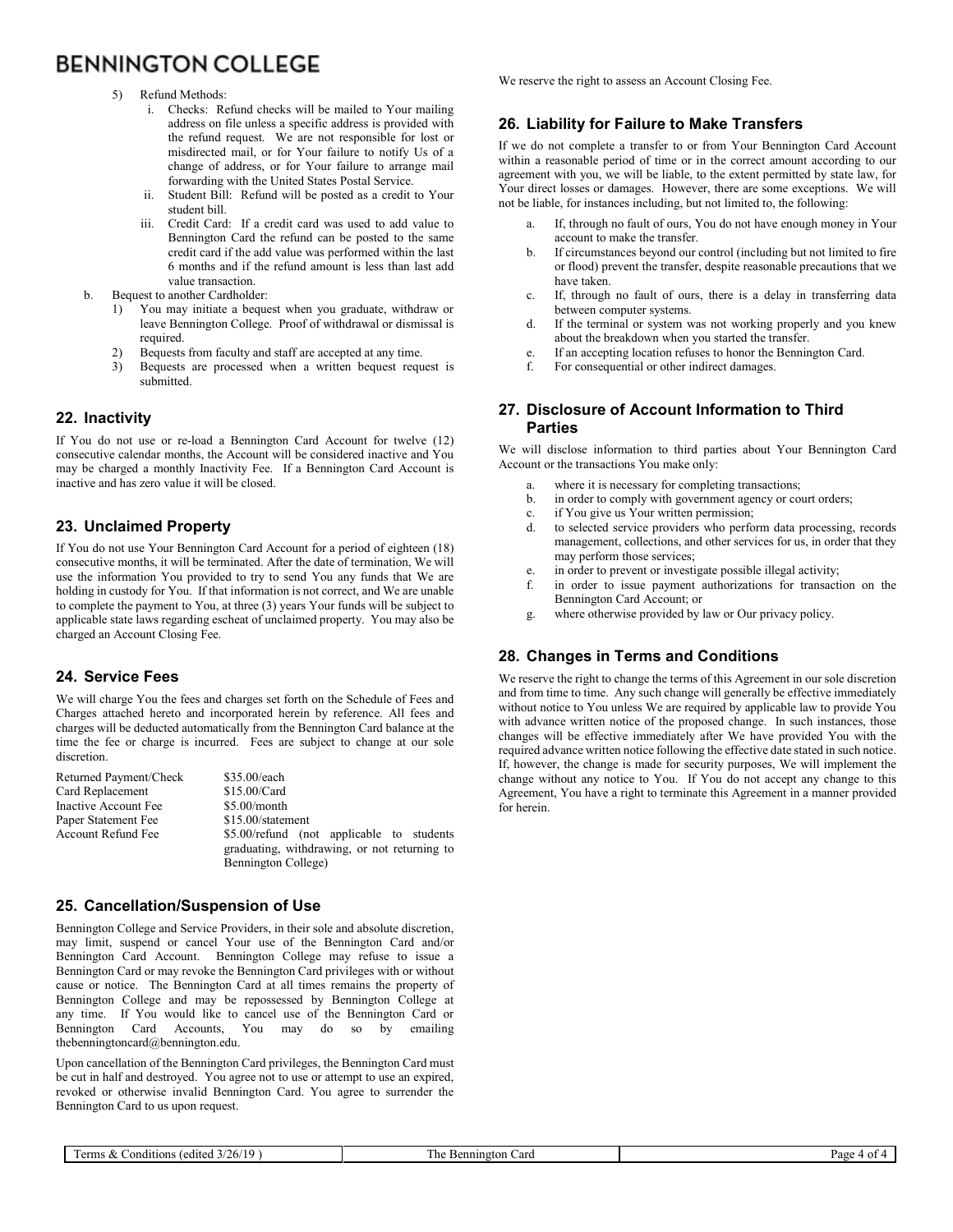5) Refund Methods:
    i. Checks: Refund checks will be mailed to Your mailing address on file unless a specific address is provided with the refund request. We are not responsible for lost or misdirected mail, or for Your failure to notify Us of a change of address, or for Your failure to arrange mail forwarding with the United States Postal Service.
    ii. Student Bill: Refund will be posted as a credit to Your student bill.
    iii. Credit Card: If a credit card was used to add value to Bennington Card the refund can be posted to the same credit card if the add value was performed within the last 6 months and if the refund amount is less than last add value transaction.

b. Bequest to another Cardholder:
    1) You may initiate a bequest when you graduate, withdraw or leave Bennington College. Proof of withdrawal or dismissal is required.
    2) Bequests from faculty and staff are accepted at any time.
    3) Bequests are processed when a written bequest request is submitted.

## 22. Inactivity

If You do not use or re-load a Bennington Card Account for twelve (12) consecutive calendar months, the Account will be considered inactive and You may be charged a monthly Inactivity Fee. If a Bennington Card Account is inactive and has zero value it will be closed.

## 23. Unclaimed Property

If You do not use Your Bennington Card Account for a period of eighteen (18) consecutive months, it will be terminated. After the date of termination, We will use the information You provided to try to send You any funds that We are holding in custody for You. If that information is not correct, and We are unable to complete the payment to You, at three (3) years Your funds will be subject to applicable state laws regarding escheat of unclaimed property. You may also be charged an Account Closing Fee.

## 24. Service Fees

We will charge You the fees and charges set forth on the Schedule of Fees and Charges attached hereto and incorporated herein by reference. All fees and charges will be deducted automatically from the Bennington Card balance at the time the fee or charge is incurred. Fees are subject to change at our sole discretion.

| | |
|---|---|
| Returned Payment/Check | $35.00/each |
| Card Replacement | $15.00/Card |
| Inactive Account Fee | $5.00/month |
| Paper Statement Fee | $15.00/statement |
| Account Refund Fee | $5.00/refund (not applicable to students graduating, withdrawing, or not returning to Bennington College) |

## 25. Cancellation/Suspension of Use

Bennington College and Service Providers, in their sole and absolute discretion, may limit, suspend or cancel Your use of the Bennington Card and/or Bennington Card Account. Bennington College may refuse to issue a Bennington Card or may revoke the Bennington Card privileges with or without cause or notice. The Bennington Card at all times remains the property of Bennington College and may be repossessed by Bennington College at any time. If You would like to cancel use of the Bennington Card or Bennington Card Accounts, You may do so by emailing thebenningtoncard@bennington.edu.

Upon cancellation of the Bennington Card privileges, the Bennington Card must be cut in half and destroyed. You agree not to use or attempt to use an expired, revoked or otherwise invalid Bennington Card. You agree to surrender the Bennington Card to us upon request.

We reserve the right to assess an Account Closing Fee.

## 26. Liability for Failure to Make Transfers

If we do not complete a transfer to or from Your Bennington Card Account within a reasonable period of time or in the correct amount according to our agreement with you, we will be liable, to the extent permitted by state law, for Your direct losses or damages. However, there are some exceptions. We will not be liable, for instances including, but not limited to, the following:

a. If, through no fault of ours, You do not have enough money in Your account to make the transfer.
b. If circumstances beyond our control (including but not limited to fire or flood) prevent the transfer, despite reasonable precautions that we have taken.
c. If, through no fault of ours, there is a delay in transferring data between computer systems.
d. If the terminal or system was not working properly and you knew about the breakdown when you started the transfer.
e. If an accepting location refuses to honor the Bennington Card.
f. For consequential or other indirect damages.

## 27. Disclosure of Account Information to Third Parties

We will disclose information to third parties about Your Bennington Card Account or the transactions You make only:

a. where it is necessary for completing transactions;
b. in order to comply with government agency or court orders;
c. if You give us Your written permission;
d. to selected service providers who perform data processing, records management, collections, and other services for us, in order that they may perform those services;
e. in order to prevent or investigate possible illegal activity;
f. in order to issue payment authorizations for transaction on the Bennington Card Account; or
g. where otherwise provided by law or Our privacy policy.

## 28. Changes in Terms and Conditions

We reserve the right to change the terms of this Agreement in our sole discretion and from time to time. Any such change will generally be effective immediately without notice to You unless We are required by applicable law to provide You with advance written notice of the proposed change. In such instances, those changes will be effective immediately after We have provided You with the required advance written notice following the effective date stated in such notice. If, however, the change is made for security purposes, We will implement the change without any notice to You. If You do not accept any change to this Agreement, You have a right to terminate this Agreement in a manner provided for herein.